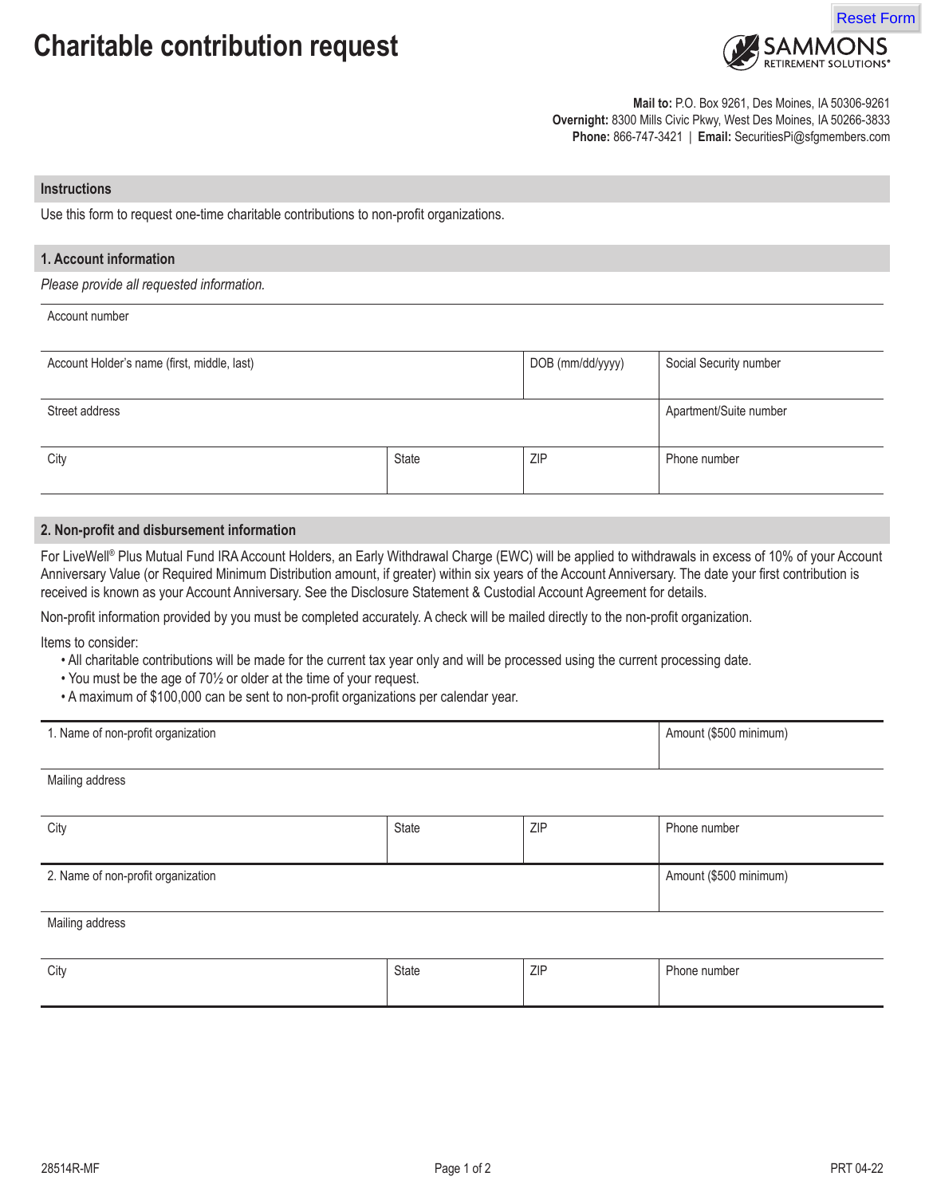# Charitable contribution request

**Mail to:** P.O. Box 9261, Des Moines, IA 50306-9261
**Overnight:** 8300 Mills Civic Pkwy, West Des Moines, IA 50266-3833
**Phone:** 866-747-3421 | **Email:** SecuritiesPi@sfgmembers.com

## Instructions

Use this form to request one-time charitable contributions to non-profit organizations.

## 1. Account information

*Please provide all requested information.*

| Account number | | | |
|---|---|---|---|
| Account Holder's name (first, middle, last) | DOB (mm/dd/yyyy) | Social Security number | |
| Street address | | Apartment/Suite number | |
| City | State | ZIP | Phone number |

## 2. Non-profit and disbursement information

For LiveWell® Plus Mutual Fund IRA Account Holders, an Early Withdrawal Charge (EWC) will be applied to withdrawals in excess of 10% of your Account Anniversary Value (or Required Minimum Distribution amount, if greater) within six years of the Account Anniversary. The date your first contribution is received is known as your Account Anniversary. See the Disclosure Statement & Custodial Account Agreement for details.

Non-profit information provided by you must be completed accurately. A check will be mailed directly to the non-profit organization.

Items to consider:

- All charitable contributions will be made for the current tax year only and will be processed using the current processing date.
- You must be the age of 70½ or older at the time of your request.
- A maximum of $100,000 can be sent to non-profit organizations per calendar year.

| 1. Name of non-profit organization | | | Amount ($500 minimum) |
|---|---|---|---|
| Mailing address | | | |
| City | State | ZIP | Phone number |
| 2. Name of non-profit organization | | | Amount ($500 minimum) |
| Mailing address | | | |
| City | State | ZIP | Phone number |

28514R-MF PRT 04-22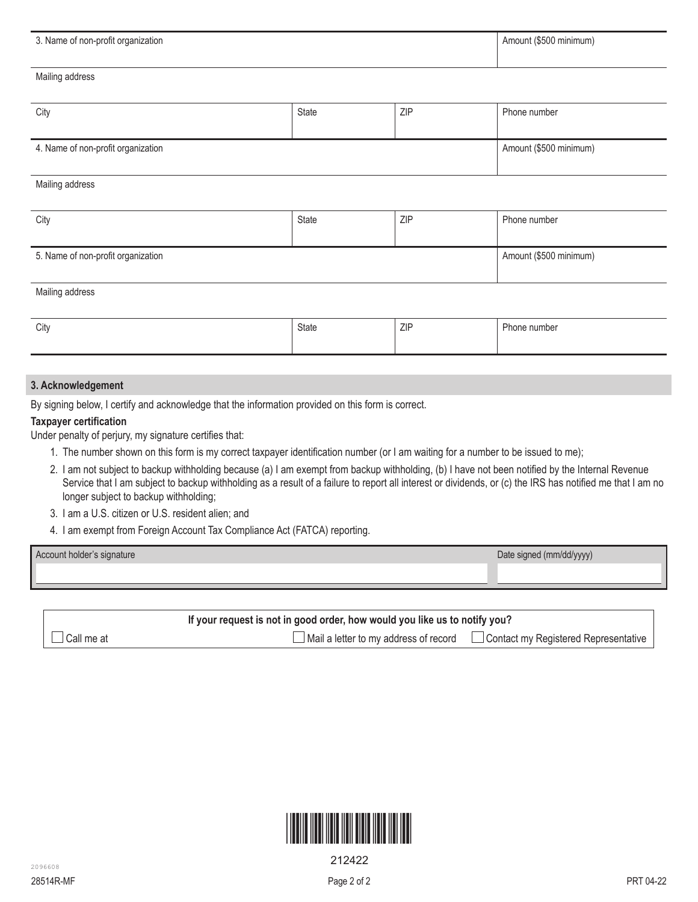| 3. Name of non-profit organization | | | Amount ($500 minimum) |
|---|---|---|---|
| Mailing address | | | |
| City | State | ZIP | Phone number |

| 4. Name of non-profit organization | | | Amount ($500 minimum) |
|---|---|---|---|
| Mailing address | | | |
| City | State | ZIP | Phone number |

| 5. Name of non-profit organization | | | Amount ($500 minimum) |
|---|---|---|---|
| Mailing address | | | |
| City | State | ZIP | Phone number |

## 3. Acknowledgement

By signing below, I certify and acknowledge that the information provided on this form is correct.

**Taxpayer certification**

Under penalty of perjury, my signature certifies that:

1. The number shown on this form is my correct taxpayer identification number (or I am waiting for a number to be issued to me);
2. I am not subject to backup withholding because (a) I am exempt from backup withholding, (b) I have not been notified by the Internal Revenue Service that I am subject to backup withholding as a result of a failure to report all interest or dividends, or (c) the IRS has notified me that I am no longer subject to backup withholding;
3. I am a U.S. citizen or U.S. resident alien; and
4. I am exempt from Foreign Account Tax Compliance Act (FATCA) reporting.

| Account holder's signature | Date signed (mm/dd/yyyy) |
|---|---|
| | |

**If your request is not in good order, how would you like us to notify you?**

☐ Call me at ☐ Mail a letter to my address of record ☐ Contact my Registered Representative

212422

2096608

28514R-MF

PRT 04-22